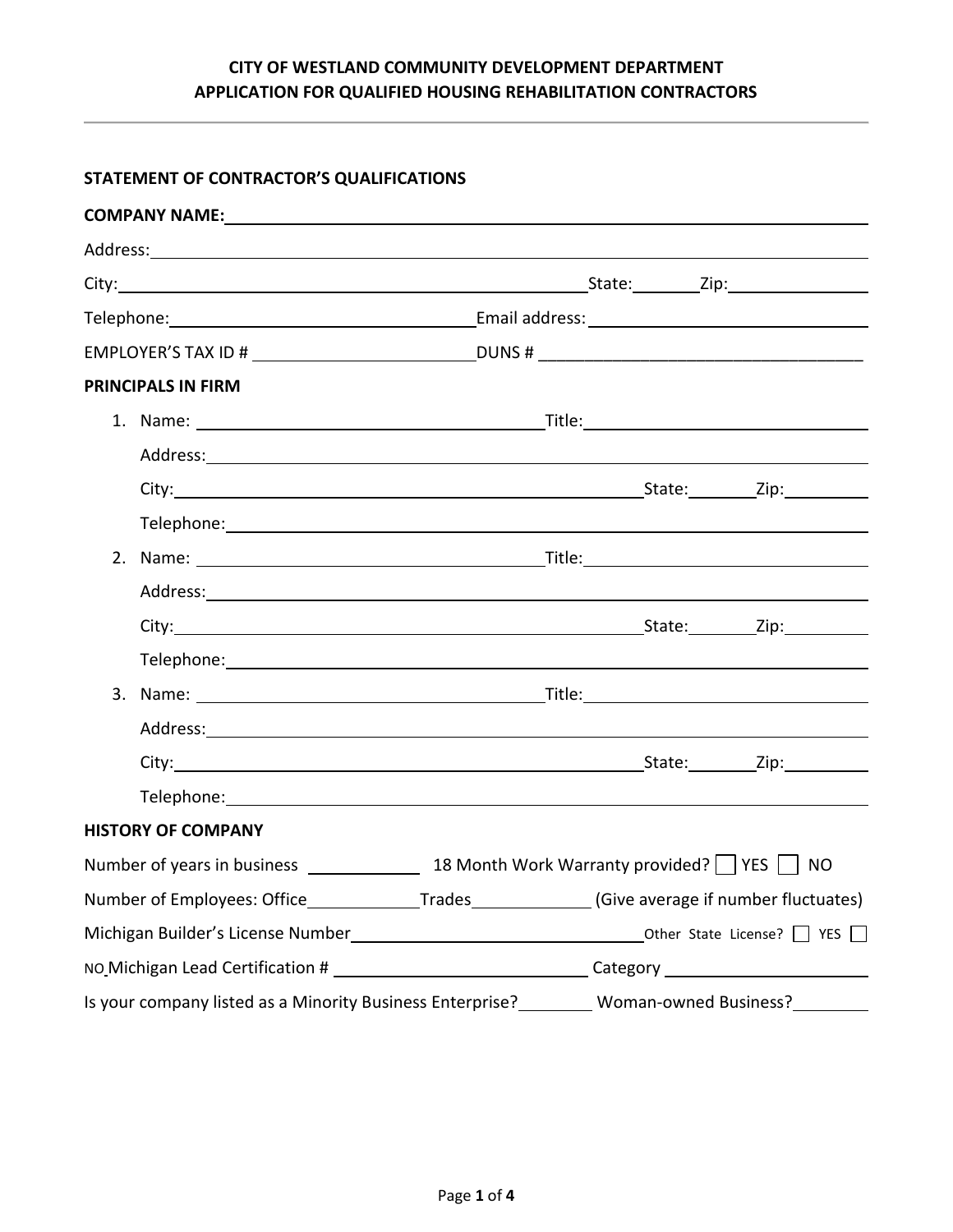**CITY OF WESTLAND COMMUNITY DEVELOPMENT DEPARTMENT**
**APPLICATION FOR QUALIFIED HOUSING REHABILITATION CONTRACTORS**

---

**STATEMENT OF CONTRACTOR'S QUALIFICATIONS**

**COMPANY NAME:** ____________________

Address: ____________________

City: ____________________ State: ________ Zip: ____________

Telephone: ____________________ Email address: ____________________

EMPLOYER'S TAX ID # ____________________ DUNS # ____________________

**PRINCIPALS IN FIRM**

1. Name: ____________________ Title: ____________________

   Address: ____________________

   City: ____________________ State: ________ Zip: ____________

   Telephone: ____________________

2. Name: ____________________ Title: ____________________

   Address: ____________________

   City: ____________________ State: ________ Zip: ____________

   Telephone: ____________________

3. Name: ____________________ Title: ____________________

   Address: ____________________

   City: ____________________ State: ________ Zip: ____________

   Telephone: ____________________

**HISTORY OF COMPANY**

Number of years in business ____________ 18 Month Work Warranty provided? ☐ YES ☐ NO

Number of Employees: Office ____________ Trades ____________ (Give average if number fluctuates)

Michigan Builder's License Number ____________________ Other State License? ☐ YES ☐ NO

Michigan Lead Certification # ____________________ Category ____________________

Is your company listed as a Minority Business Enterprise? ________ Woman-owned Business? ________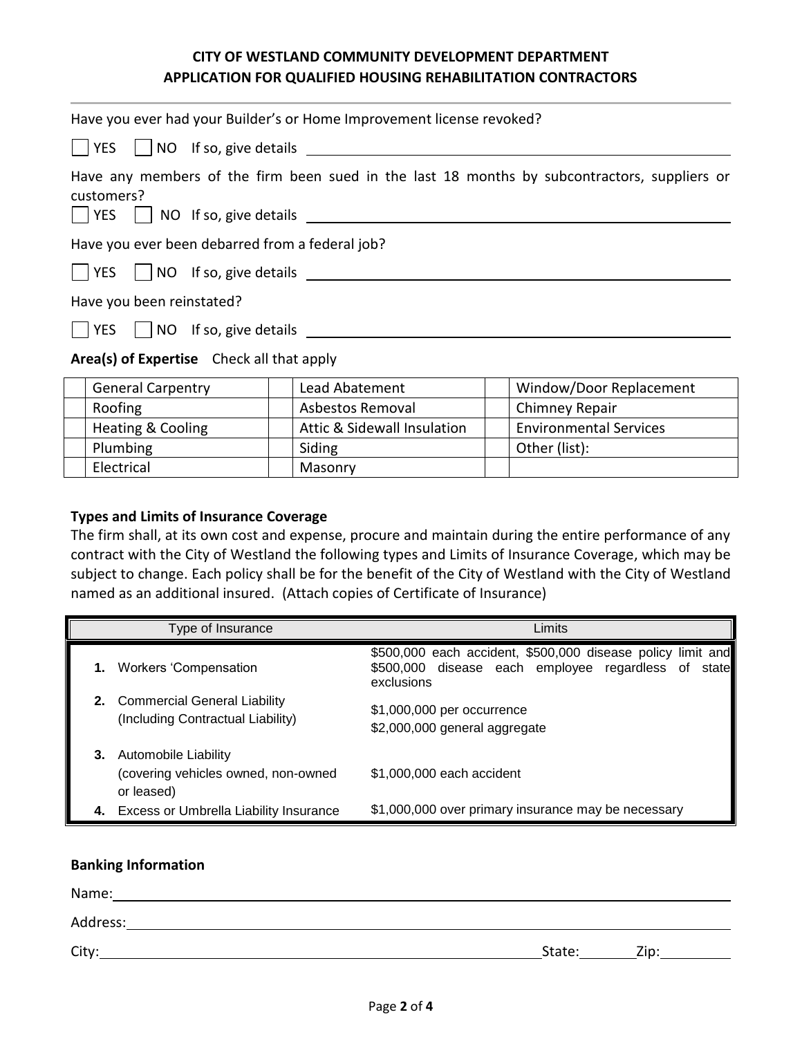**CITY OF WESTLAND COMMUNITY DEVELOPMENT DEPARTMENT**
**APPLICATION FOR QUALIFIED HOUSING REHABILITATION CONTRACTORS**

---

Have you ever had your Builder's or Home Improvement license revoked?

☐ YES ☐ NO If so, give details ________________________________________

Have any members of the firm been sued in the last 18 months by subcontractors, suppliers or customers?

☐ YES ☐ NO If so, give details ________________________________________

Have you ever been debarred from a federal job?

☐ YES ☐ NO If so, give details ________________________________________

Have you been reinstated?

☐ YES ☐ NO If so, give details ________________________________________

**Area(s) of Expertise** Check all that apply

| | | | | | |
|---|---|---|---|---|---|
| ☐ | General Carpentry | ☐ | Lead Abatement | ☐ | Window/Door Replacement |
| ☐ | Roofing | ☐ | Asbestos Removal | ☐ | Chimney Repair |
| ☐ | Heating & Cooling | ☐ | Attic & Sidewall Insulation | ☐ | Environmental Services |
| ☐ | Plumbing | ☐ | Siding | ☐ | Other (list): |
| ☐ | Electrical | ☐ | Masonry | ☐ | |

**Types and Limits of Insurance Coverage**

The firm shall, at its own cost and expense, procure and maintain during the entire performance of any contract with the City of Westland the following types and Limits of Insurance Coverage, which may be subject to change. Each policy shall be for the benefit of the City of Westland with the City of Westland named as an additional insured. (Attach copies of Certificate of Insurance)

| Type of Insurance | Limits |
|---|---|
| **1.** Workers 'Compensation | \$500,000 each accident, \$500,000 disease policy limit and \$500,000 disease each employee regardless of state exclusions |
| **2.** Commercial General Liability (Including Contractual Liability) | \$1,000,000 per occurrence<br>\$2,000,000 general aggregate |
| **3.** Automobile Liability (covering vehicles owned, non-owned or leased) | \$1,000,000 each accident |
| **4.** Excess or Umbrella Liability Insurance | \$1,000,000 over primary insurance may be necessary |

**Banking Information**

Name: ________________________________________

Address: ________________________________________

City: ______________________________ State: ________ Zip: ________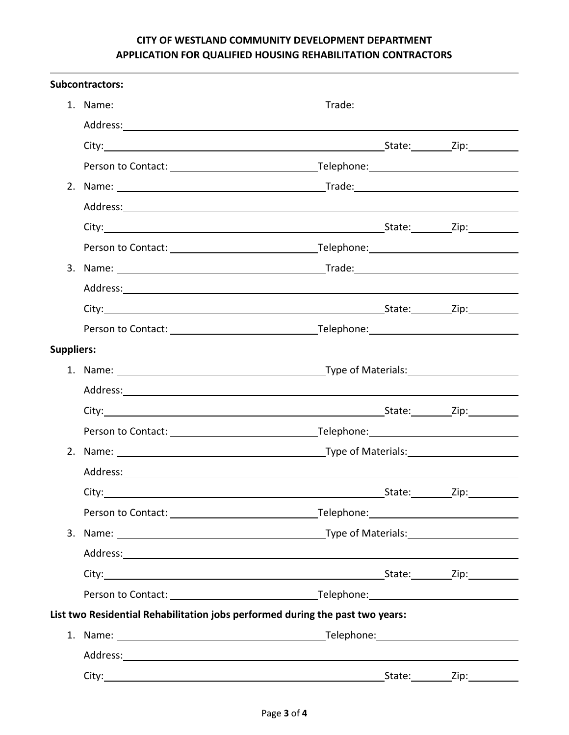**CITY OF WESTLAND COMMUNITY DEVELOPMENT DEPARTMENT**
**APPLICATION FOR QUALIFIED HOUSING REHABILITATION CONTRACTORS**

**Subcontractors:**

1. Name: ______________________ Trade: ______________________

   Address: ______________________________________________

   City: ______________________ State: ________ Zip: ________

   Person to Contact: ______________________ Telephone: ______________________

2. Name: ______________________ Trade: ______________________

   Address: ______________________________________________

   City: ______________________ State: ________ Zip: ________

   Person to Contact: ______________________ Telephone: ______________________

3. Name: ______________________ Trade: ______________________

   Address: ______________________________________________

   City: ______________________ State: ________ Zip: ________

   Person to Contact: ______________________ Telephone: ______________________

**Suppliers:**

1. Name: ______________________ Type of Materials: ______________________

   Address: ______________________________________________

   City: ______________________ State: ________ Zip: ________

   Person to Contact: ______________________ Telephone: ______________________

2. Name: ______________________ Type of Materials: ______________________

   Address: ______________________________________________

   City: ______________________ State: ________ Zip: ________

   Person to Contact: ______________________ Telephone: ______________________

3. Name: ______________________ Type of Materials: ______________________

   Address: ______________________________________________

   City: ______________________ State: ________ Zip: ________

   Person to Contact: ______________________ Telephone: ______________________

**List two Residential Rehabilitation jobs performed during the past two years:**

1. Name: ______________________ Telephone: ______________________

   Address: ______________________________________________

   City: ______________________ State: ________ Zip: ________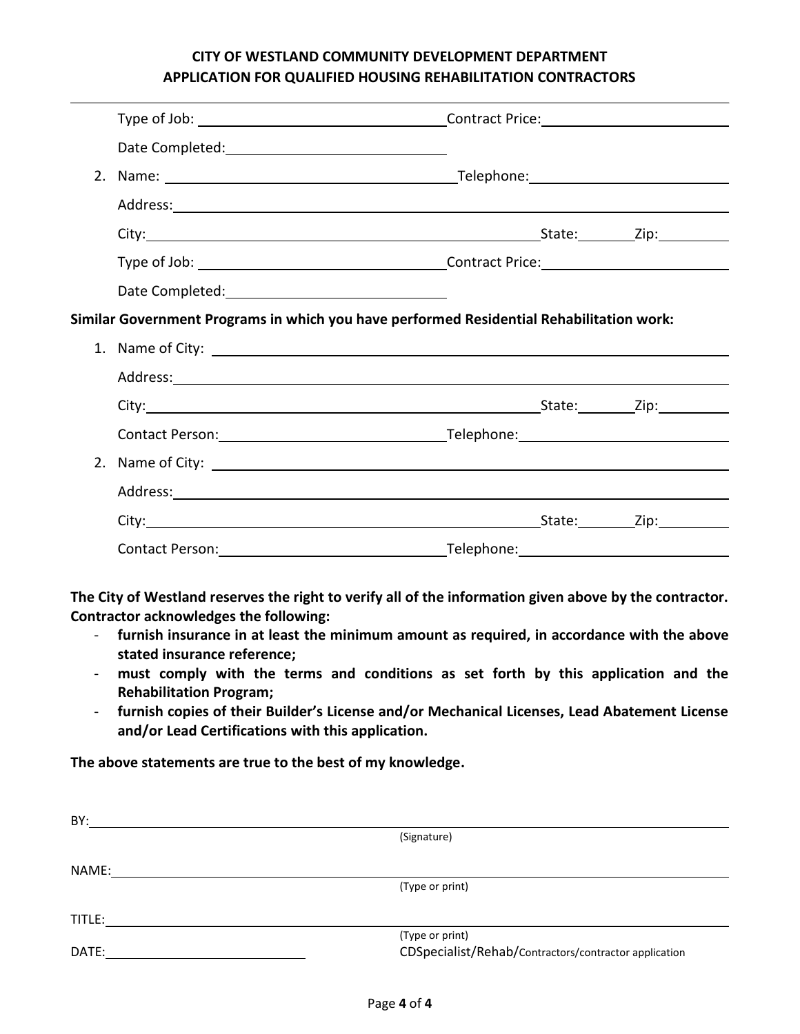**CITY OF WESTLAND COMMUNITY DEVELOPMENT DEPARTMENT**
**APPLICATION FOR QUALIFIED HOUSING REHABILITATION CONTRACTORS**

Type of Job: ______________________ Contract Price: ______________________

Date Completed: ______________________

2. Name: ______________________ Telephone: ______________________

   Address: ______________________

   City: ______________________ State: ________ Zip: ________

   Type of Job: ______________________ Contract Price: ______________________

   Date Completed: ______________________

**Similar Government Programs in which you have performed Residential Rehabilitation work:**

1. Name of City: ______________________

   Address: ______________________

   City: ______________________ State: ________ Zip: ________

   Contact Person: ______________________ Telephone: ______________________

2. Name of City: ______________________

   Address: ______________________

   City: ______________________ State: ________ Zip: ________

   Contact Person: ______________________ Telephone: ______________________

**The City of Westland reserves the right to verify all of the information given above by the contractor. Contractor acknowledges the following:**

- **furnish insurance in at least the minimum amount as required, in accordance with the above stated insurance reference;**
- **must comply with the terms and conditions as set forth by this application and the Rehabilitation Program;**
- **furnish copies of their Builder's License and/or Mechanical Licenses, Lead Abatement License and/or Lead Certifications with this application.**

**The above statements are true to the best of my knowledge.**

BY: ______________________
(Signature)

NAME: ______________________
(Type or print)

TITLE: ______________________
(Type or print)

DATE: ______________________

CDSpecialist/Rehab/Contractors/contractor application